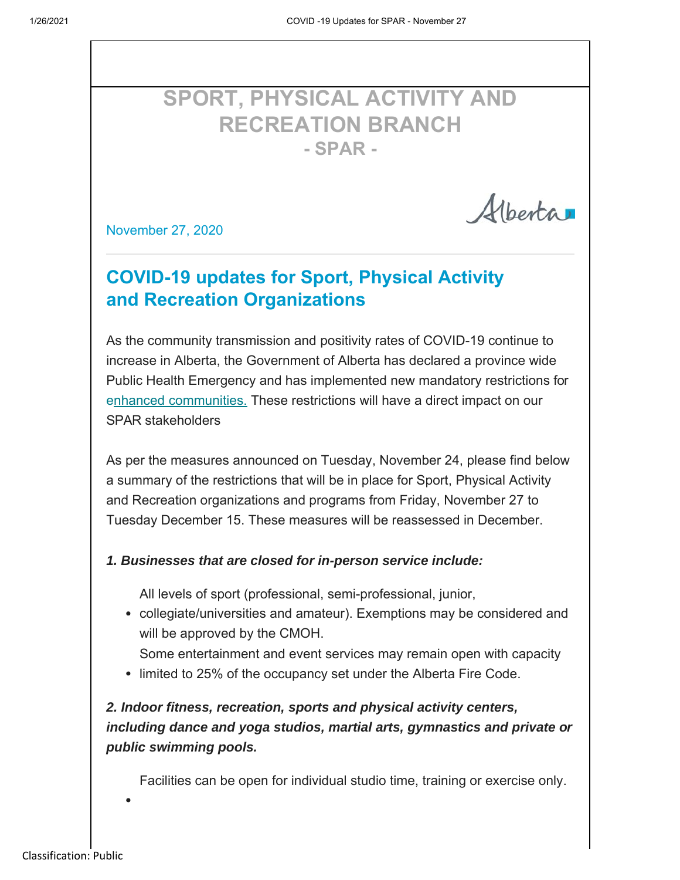# SPORT, PHYSICAL ACTIVITY AND RECREATION BRANCH
## - SPAR -

Alberta

November 27, 2020

## COVID-19 updates for Sport, Physical Activity and Recreation Organizations

As the community transmission and positivity rates of COVID-19 continue to increase in Alberta, the Government of Alberta has declared a province wide Public Health Emergency and has implemented new mandatory restrictions for enhanced communities. These restrictions will have a direct impact on our SPAR stakeholders

As per the measures announced on Tuesday, November 24, please find below a summary of the restrictions that will be in place for Sport, Physical Activity and Recreation organizations and programs from Friday, November 27 to Tuesday December 15. These measures will be reassessed in December.

***1. Businesses that are closed for in-person service include:***

- All levels of sport (professional, semi-professional, junior, collegiate/universities and amateur). Exemptions may be considered and will be approved by the CMOH.
- Some entertainment and event services may remain open with capacity limited to 25% of the occupancy set under the Alberta Fire Code.

***2. Indoor fitness, recreation, sports and physical activity centers, including dance and yoga studios, martial arts, gymnastics and private or public swimming pools.***

- Facilities can be open for individual studio time, training or exercise only.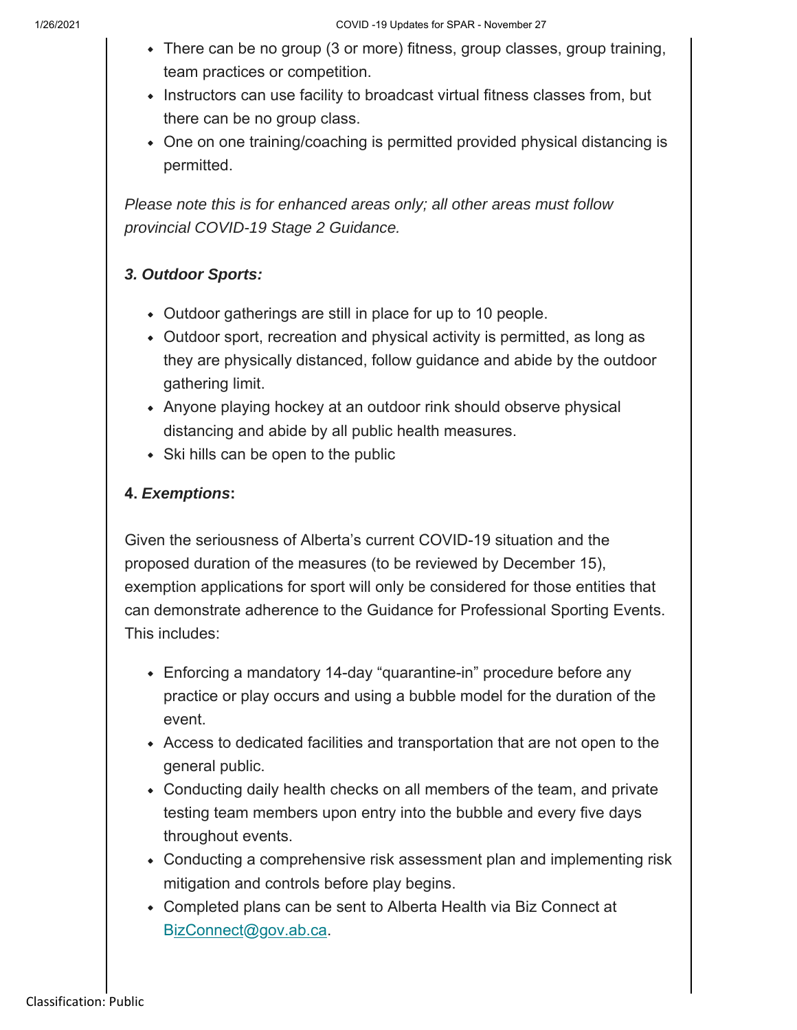- There can be no group (3 or more) fitness, group classes, group training, team practices or competition.
- Instructors can use facility to broadcast virtual fitness classes from, but there can be no group class.
- One on one training/coaching is permitted provided physical distancing is permitted.

*Please note this is for enhanced areas only; all other areas must follow provincial COVID-19 Stage 2 Guidance.*

### *3. Outdoor Sports:*

- Outdoor gatherings are still in place for up to 10 people.
- Outdoor sport, recreation and physical activity is permitted, as long as they are physically distanced, follow guidance and abide by the outdoor gathering limit.
- Anyone playing hockey at an outdoor rink should observe physical distancing and abide by all public health measures.
- Ski hills can be open to the public

### 4. *Exemptions*:

Given the seriousness of Alberta's current COVID-19 situation and the proposed duration of the measures (to be reviewed by December 15), exemption applications for sport will only be considered for those entities that can demonstrate adherence to the Guidance for Professional Sporting Events. This includes:

- Enforcing a mandatory 14-day "quarantine-in" procedure before any practice or play occurs and using a bubble model for the duration of the event.
- Access to dedicated facilities and transportation that are not open to the general public.
- Conducting daily health checks on all members of the team, and private testing team members upon entry into the bubble and every five days throughout events.
- Conducting a comprehensive risk assessment plan and implementing risk mitigation and controls before play begins.
- Completed plans can be sent to Alberta Health via Biz Connect at BizConnect@gov.ab.ca.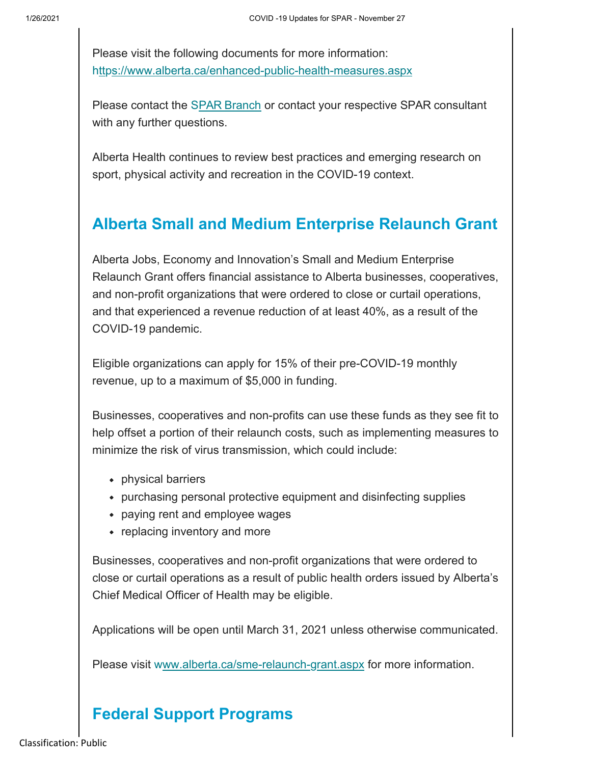Please visit the following documents for more information:
[https://www.alberta.ca/enhanced-public-health-measures.aspx](https://www.alberta.ca/enhanced-public-health-measures.aspx)

Please contact the [SPAR Branch]() or contact your respective SPAR consultant with any further questions.

Alberta Health continues to review best practices and emerging research on sport, physical activity and recreation in the COVID-19 context.

## Alberta Small and Medium Enterprise Relaunch Grant

Alberta Jobs, Economy and Innovation's Small and Medium Enterprise Relaunch Grant offers financial assistance to Alberta businesses, cooperatives, and non-profit organizations that were ordered to close or curtail operations, and that experienced a revenue reduction of at least 40%, as a result of the COVID-19 pandemic.

Eligible organizations can apply for 15% of their pre-COVID-19 monthly revenue, up to a maximum of $5,000 in funding.

Businesses, cooperatives and non-profits can use these funds as they see fit to help offset a portion of their relaunch costs, such as implementing measures to minimize the risk of virus transmission, which could include:

- physical barriers
- purchasing personal protective equipment and disinfecting supplies
- paying rent and employee wages
- replacing inventory and more

Businesses, cooperatives and non-profit organizations that were ordered to close or curtail operations as a result of public health orders issued by Alberta's Chief Medical Officer of Health may be eligible.

Applications will be open until March 31, 2021 unless otherwise communicated.

Please visit [www.alberta.ca/sme-relaunch-grant.aspx](http://www.alberta.ca/sme-relaunch-grant.aspx) for more information.

## Federal Support Programs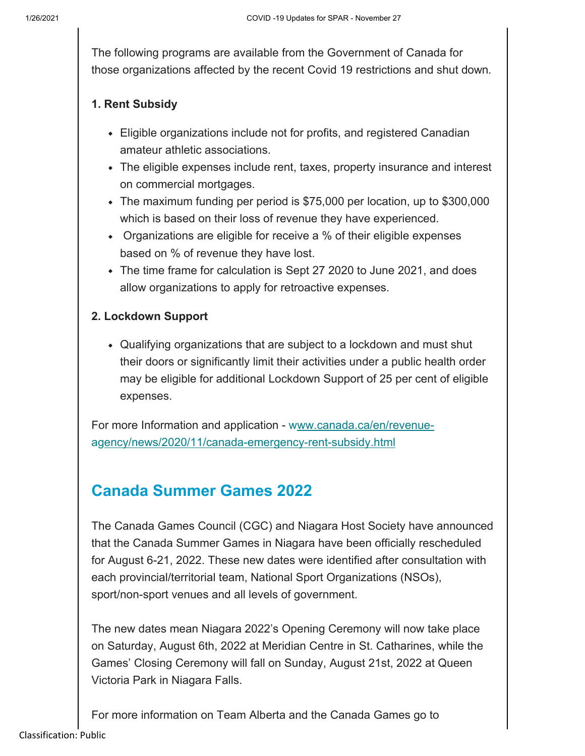The following programs are available from the Government of Canada for those organizations affected by the recent Covid 19 restrictions and shut down.

**1. Rent Subsidy**

- Eligible organizations include not for profits, and registered Canadian amateur athletic associations.
- The eligible expenses include rent, taxes, property insurance and interest on commercial mortgages.
- The maximum funding per period is $75,000 per location, up to $300,000 which is based on their loss of revenue they have experienced.
- Organizations are eligible for receive a % of their eligible expenses based on % of revenue they have lost.
- The time frame for calculation is Sept 27 2020 to June 2021, and does allow organizations to apply for retroactive expenses.

**2. Lockdown Support**

- Qualifying organizations that are subject to a lockdown and must shut their doors or significantly limit their activities under a public health order may be eligible for additional Lockdown Support of 25 per cent of eligible expenses.

For more Information and application - [www.canada.ca/en/revenue-agency/news/2020/11/canada-emergency-rent-subsidy.html](www.canada.ca/en/revenue-agency/news/2020/11/canada-emergency-rent-subsidy.html)

## Canada Summer Games 2022

The Canada Games Council (CGC) and Niagara Host Society have announced that the Canada Summer Games in Niagara have been officially rescheduled for August 6-21, 2022. These new dates were identified after consultation with each provincial/territorial team, National Sport Organizations (NSOs), sport/non-sport venues and all levels of government.

The new dates mean Niagara 2022's Opening Ceremony will now take place on Saturday, August 6th, 2022 at Meridian Centre in St. Catharines, while the Games' Closing Ceremony will fall on Sunday, August 21st, 2022 at Queen Victoria Park in Niagara Falls.

For more information on Team Alberta and the Canada Games go to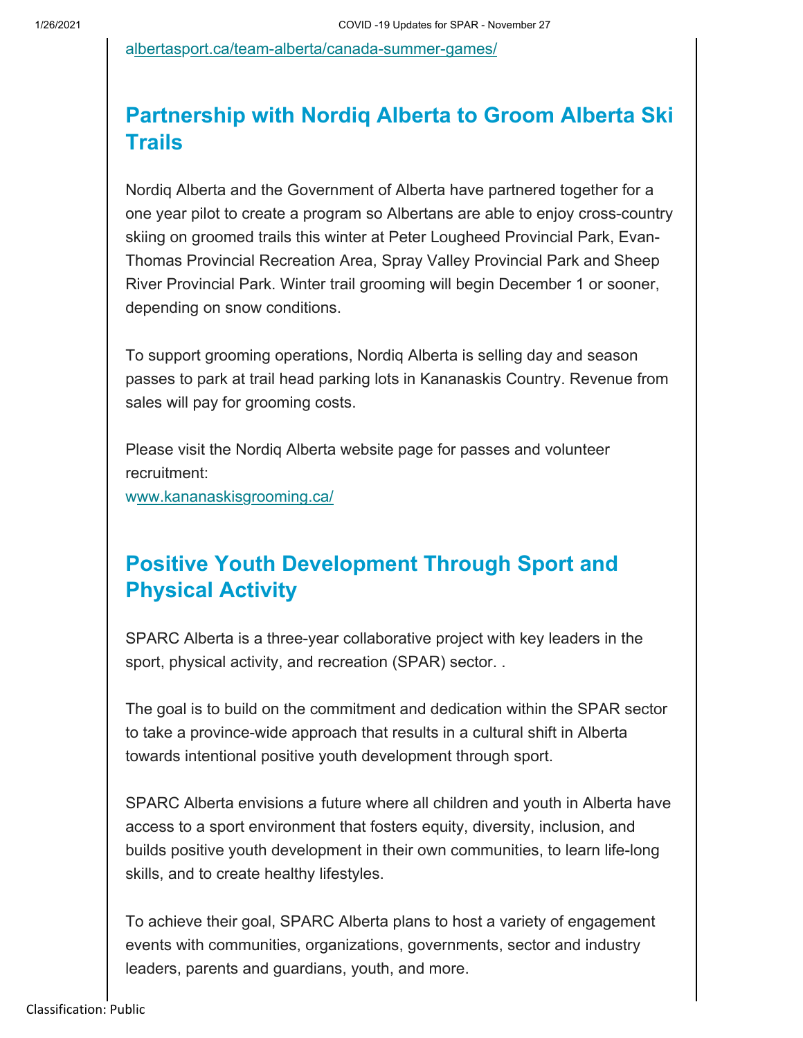albertasport.ca/team-alberta/canada-summer-games/

## Partnership with Nordiq Alberta to Groom Alberta Ski Trails

Nordiq Alberta and the Government of Alberta have partnered together for a one year pilot to create a program so Albertans are able to enjoy cross-country skiing on groomed trails this winter at Peter Lougheed Provincial Park, Evan-Thomas Provincial Recreation Area, Spray Valley Provincial Park and Sheep River Provincial Park. Winter trail grooming will begin December 1 or sooner, depending on snow conditions.

To support grooming operations, Nordiq Alberta is selling day and season passes to park at trail head parking lots in Kananaskis Country. Revenue from sales will pay for grooming costs.

Please visit the Nordiq Alberta website page for passes and volunteer recruitment:
www.kananaskisgrooming.ca/

## Positive Youth Development Through Sport and Physical Activity

SPARC Alberta is a three-year collaborative project with key leaders in the sport, physical activity, and recreation (SPAR) sector. .

The goal is to build on the commitment and dedication within the SPAR sector to take a province-wide approach that results in a cultural shift in Alberta towards intentional positive youth development through sport.

SPARC Alberta envisions a future where all children and youth in Alberta have access to a sport environment that fosters equity, diversity, inclusion, and builds positive youth development in their own communities, to learn life-long skills, and to create healthy lifestyles.

To achieve their goal, SPARC Alberta plans to host a variety of engagement events with communities, organizations, governments, sector and industry leaders, parents and guardians, youth, and more.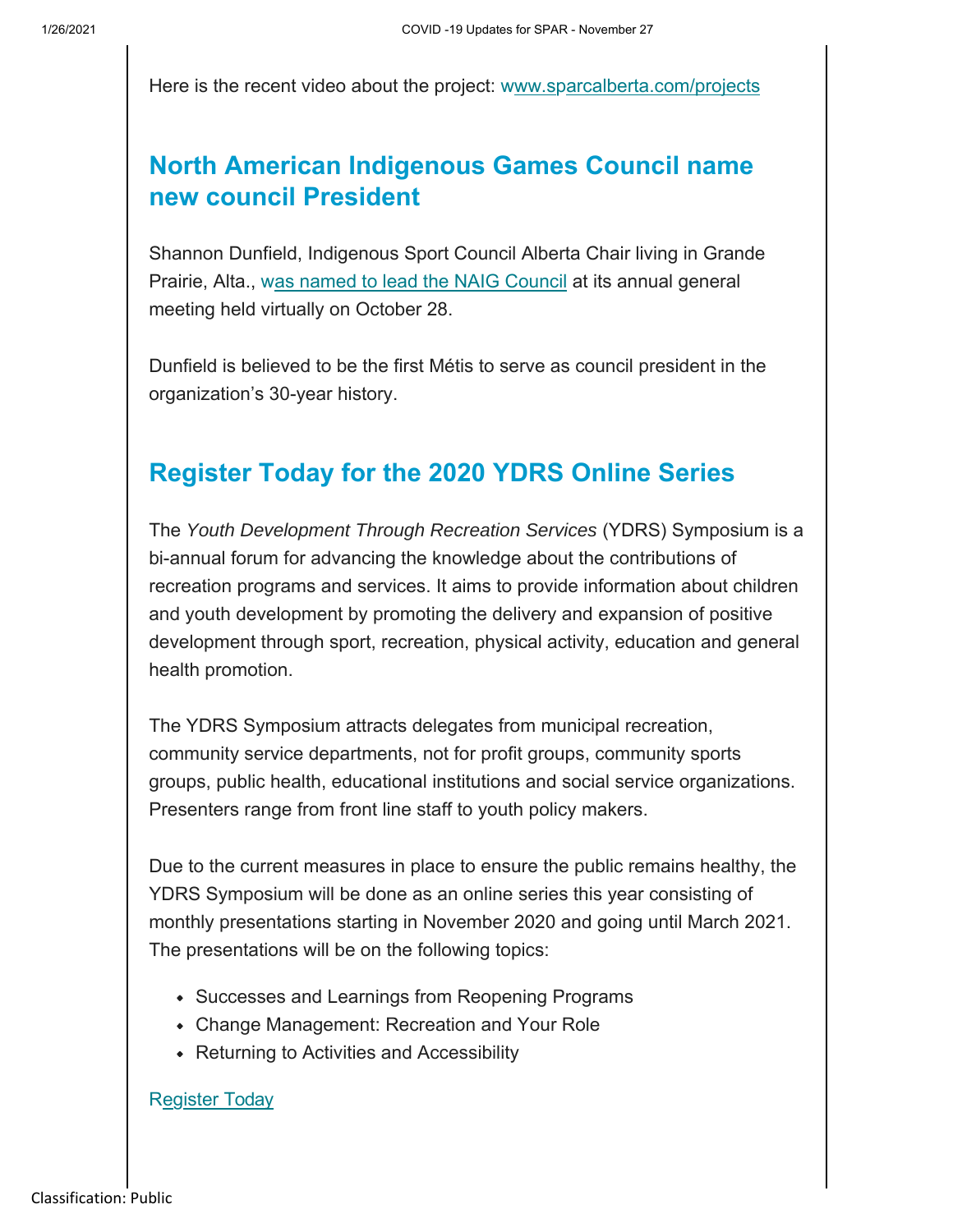Here is the recent video about the project: www.sparcalberta.com/projects

## North American Indigenous Games Council name new council President

Shannon Dunfield, Indigenous Sport Council Alberta Chair living in Grande Prairie, Alta., was named to lead the NAIG Council at its annual general meeting held virtually on October 28.

Dunfield is believed to be the first Métis to serve as council president in the organization's 30-year history.

## Register Today for the 2020 YDRS Online Series

The *Youth Development Through Recreation Services* (YDRS) Symposium is a bi-annual forum for advancing the knowledge about the contributions of recreation programs and services. It aims to provide information about children and youth development by promoting the delivery and expansion of positive development through sport, recreation, physical activity, education and general health promotion.

The YDRS Symposium attracts delegates from municipal recreation, community service departments, not for profit groups, community sports groups, public health, educational institutions and social service organizations. Presenters range from front line staff to youth policy makers.

Due to the current measures in place to ensure the public remains healthy, the YDRS Symposium will be done as an online series this year consisting of monthly presentations starting in November 2020 and going until March 2021. The presentations will be on the following topics:

- Successes and Learnings from Reopening Programs
- Change Management: Recreation and Your Role
- Returning to Activities and Accessibility

Register Today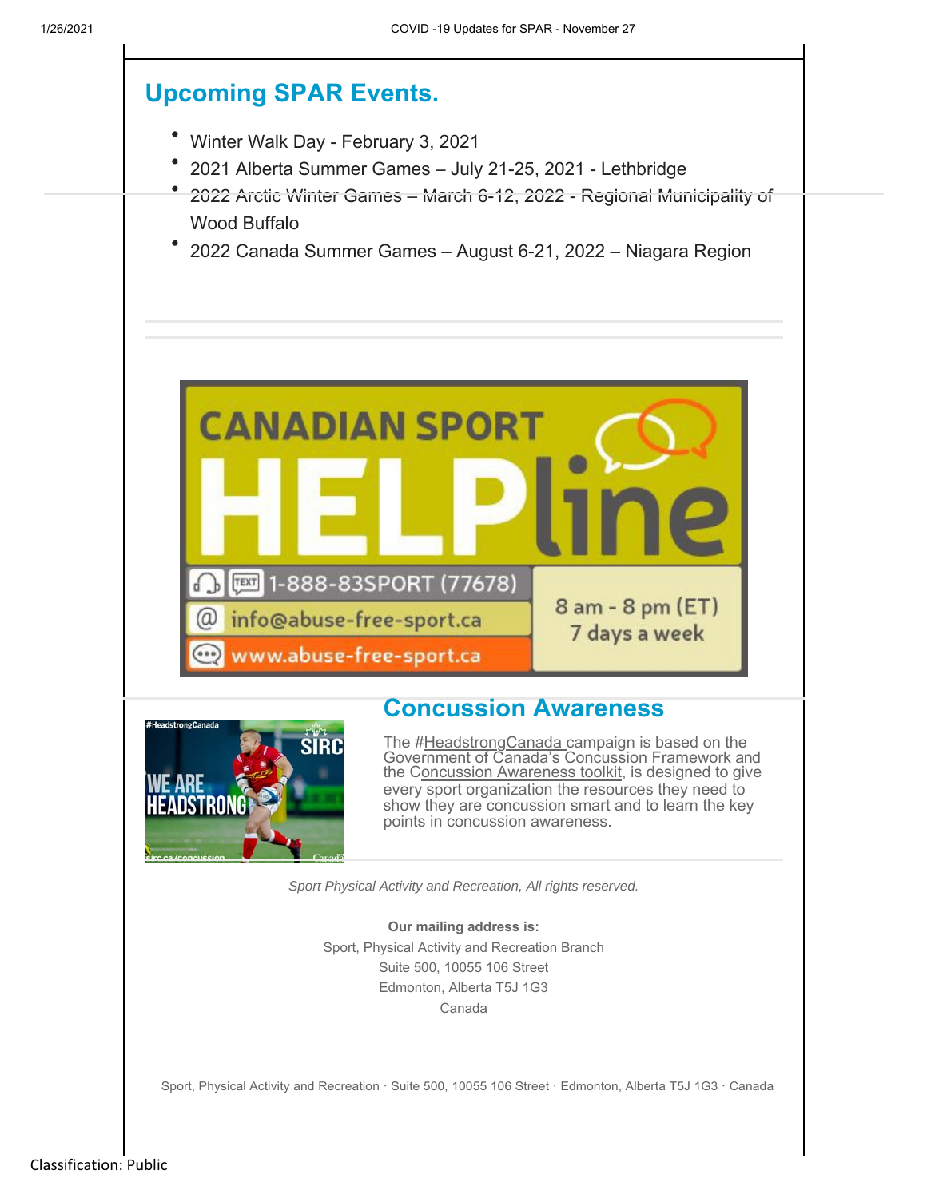## Upcoming SPAR Events.

- Winter Walk Day - February 3, 2021
- 2021 Alberta Summer Games – July 21-25, 2021 - Lethbridge
- 2022 Arctic Winter Games – March 6-12, 2022 - Regional Municipality of Wood Buffalo
- 2022 Canada Summer Games – August 6-21, 2022 – Niagara Region

CANADIAN SPORT HELPline

1-888-83SPORT (77678)

info@abuse-free-sport.ca

www.abuse-free-sport.ca

8 am - 8 pm (ET)
7 days a week

## Concussion Awareness

The #HeadstrongCanada campaign is based on the Government of Canada's Concussion Framework and the Concussion Awareness toolkit, is designed to give every sport organization the resources they need to show they are concussion smart and to learn the key points in concussion awareness.

*Sport Physical Activity and Recreation, All rights reserved.*

**Our mailing address is:**
Sport, Physical Activity and Recreation Branch
Suite 500, 10055 106 Street
Edmonton, Alberta T5J 1G3
Canada

Sport, Physical Activity and Recreation · Suite 500, 10055 106 Street · Edmonton, Alberta T5J 1G3 · Canada

Classification: Public